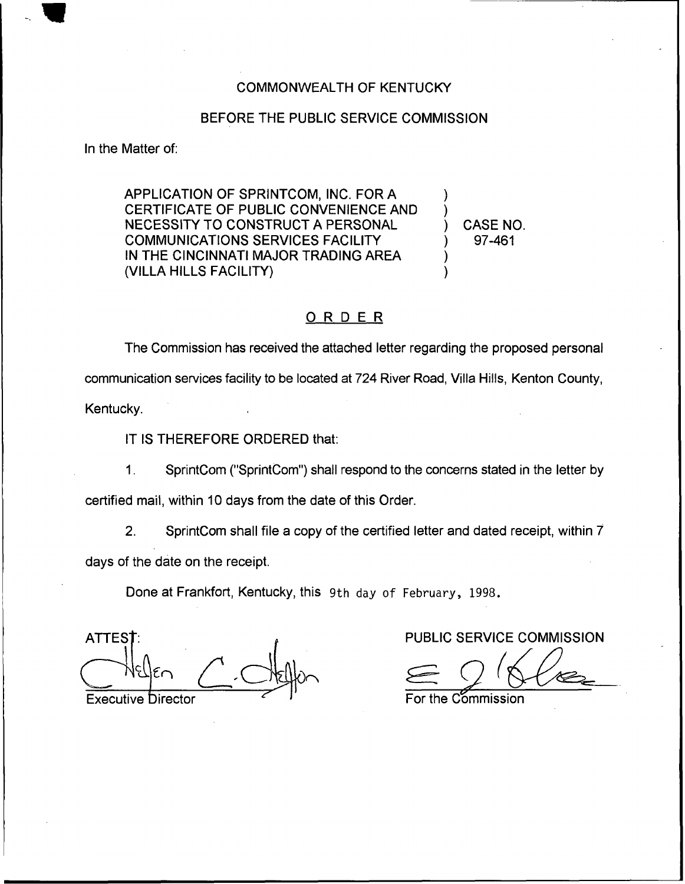COMMONWEALTH OF KENTUCKY

BEFORE THE PUBLIC SERVICE COMMISSION

In the Matter of:

APPLICATION OF SPRINTCOM, INC. FOR A CERTIFICATE OF PUBLIC CONVENIENCE AND NECESSITY TO CONSTRUCT A PERSONAL COMMUNICATIONS SERVICES FACILITY IN THE CINCINNATI MAJOR TRADING AREA (VILLA HILLS FACILITY)

) CASE NO. 97-461

# ORDER

The Commission has received the attached letter regarding the proposed personal communication services facility to be located at 724 River Road, Villa Hills, Kenton County, Kentucky.

IT IS THEREFORE ORDERED that:

1. SprintCom ("SprintCom") shall respond to the concerns stated in the letter by certified mail, within 10 days from the date of this Order.

2. SprintCom shall file a copy of the certified letter and dated receipt, within 7 days of the date on the receipt.

Done at Frankfort, Kentucky, this 9th day of February, 1998.

ATTEST:

Executive Director

PUBLIC SERVICE COMMISSION

For the Commission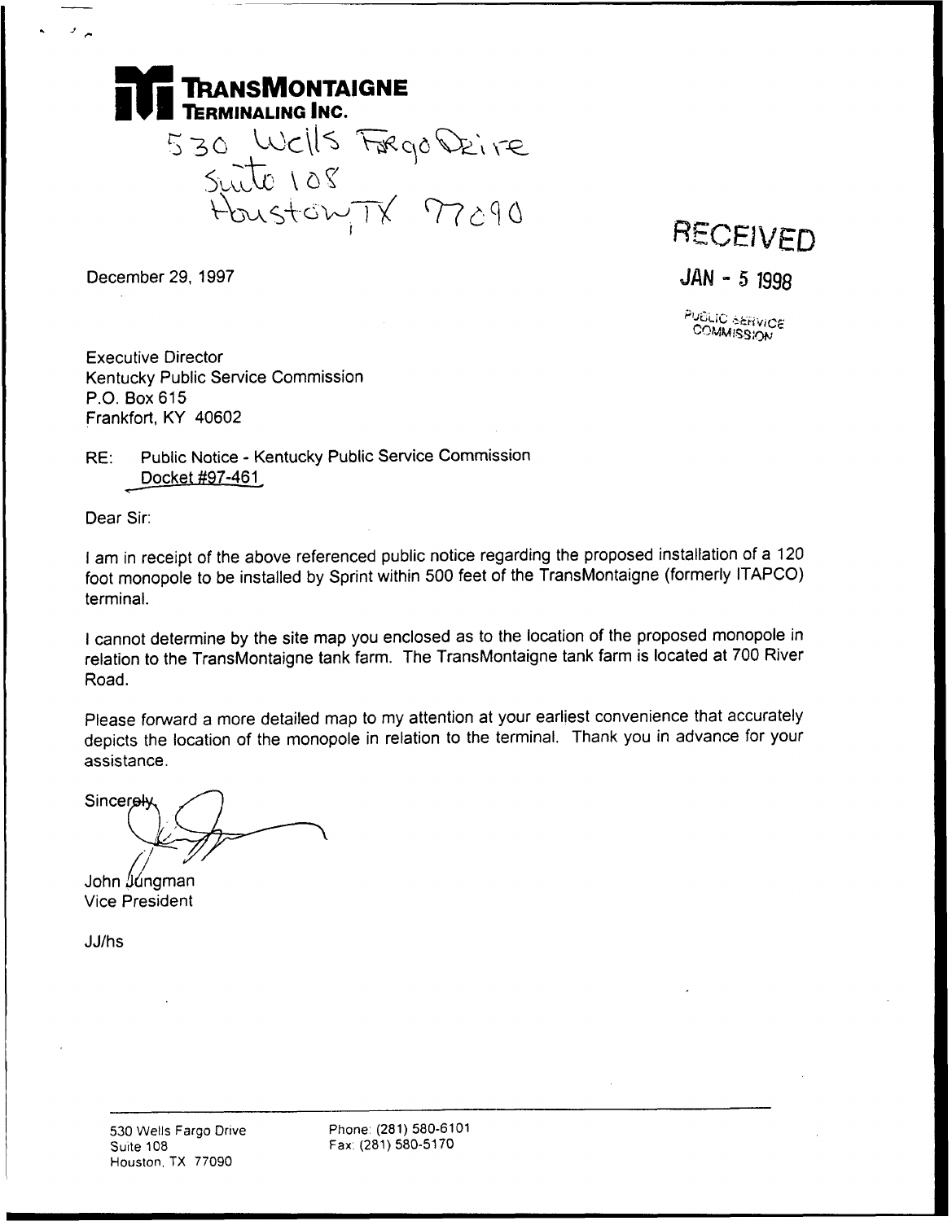**TRANSMONTAIGNE TERMINALING INC.**

530 Wells Fargo Drive
Suite 108
Houston TX 77090

December 29, 1997

RECEIVED

JAN - 5 1998

PUBLIC SERVICE COMMISSION

Executive Director
Kentucky Public Service Commission
P.O. Box 615
Frankfort, KY 40602

RE: Public Notice - Kentucky Public Service Commission
Docket #97-461

Dear Sir:

I am in receipt of the above referenced public notice regarding the proposed installation of a 120 foot monopole to be installed by Sprint within 500 feet of the TransMontaigne (formerly ITAPCO) terminal.

I cannot determine by the site map you enclosed as to the location of the proposed monopole in relation to the TransMontaigne tank farm. The TransMontaigne tank farm is located at 700 River Road.

Please forward a more detailed map to my attention at your earliest convenience that accurately depicts the location of the monopole in relation to the terminal. Thank you in advance for your assistance.

Sincerely,

John Jungman
Vice President

JJ/hs

530 Wells Fargo Drive
Suite 108
Houston, TX 77090

Phone: (281) 580-6101
Fax: (281) 580-5170